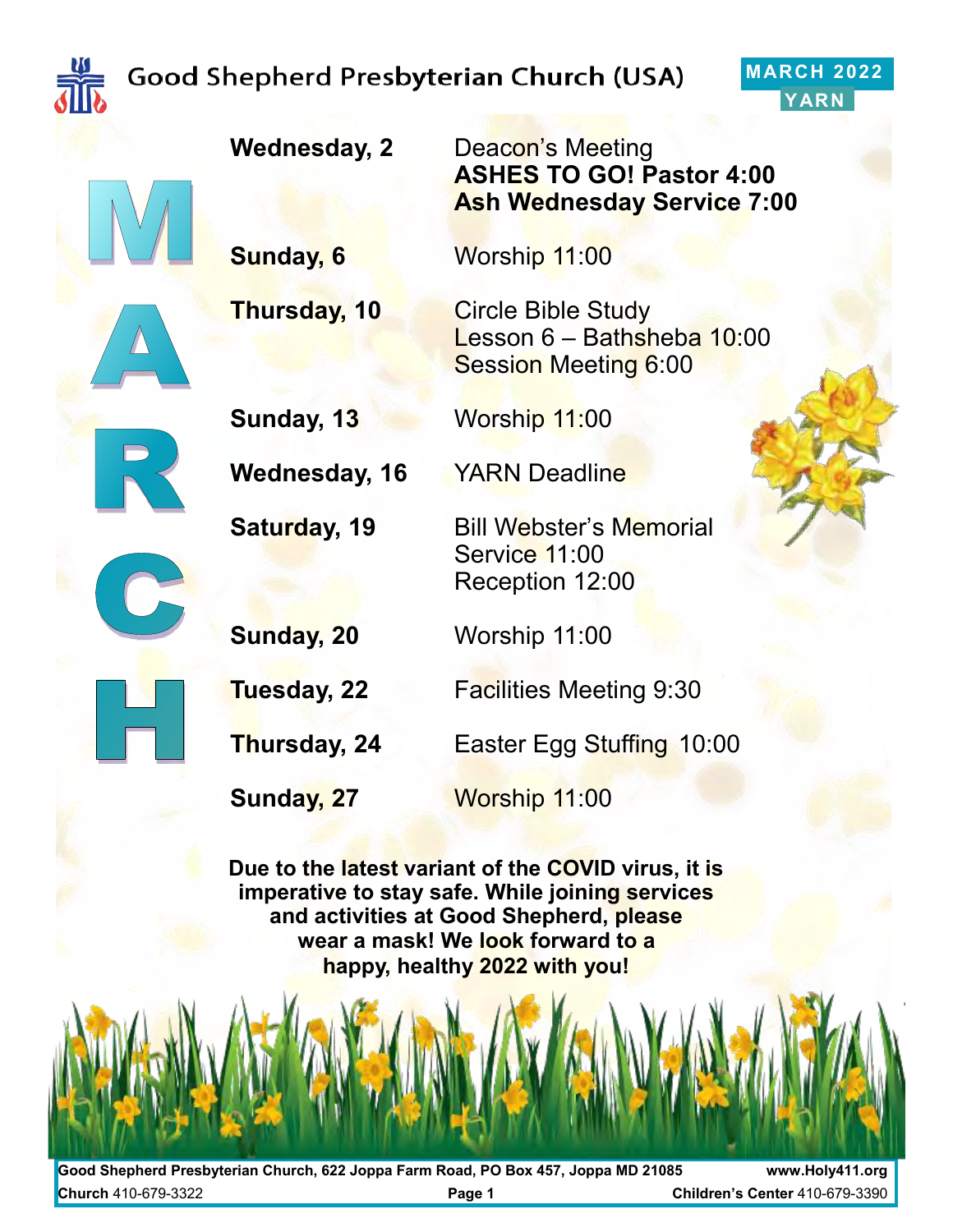# Good Shepherd Presbyterian Church (USA)

**MARCH 2022 YARN**

# MARCH

| | |
|---|---|
| **Wednesday, 2** | Deacon's Meeting<br>**ASHES TO GO! Pastor 4:00**<br>**Ash Wednesday Service 7:00** |
| **Sunday, 6** | Worship 11:00 |
| **Thursday, 10** | Circle Bible Study<br>Lesson 6 – Bathsheba 10:00<br>Session Meeting 6:00 |
| **Sunday, 13** | Worship 11:00 |
| **Wednesday, 16** | YARN Deadline |
| **Saturday, 19** | Bill Webster's Memorial Service 11:00<br>Reception 12:00 |
| **Sunday, 20** | Worship 11:00 |
| **Tuesday, 22** | Facilities Meeting 9:30 |
| **Thursday, 24** | Easter Egg Stuffing 10:00 |
| **Sunday, 27** | Worship 11:00 |

**Due to the latest variant of the COVID virus, it is imperative to stay safe. While joining services and activities at Good Shepherd, please wear a mask! We look forward to a happy, healthy 2022 with you!**

**Good Shepherd Presbyterian Church, 622 Joppa Farm Road, PO Box 457, Joppa MD 21085** **www.Holy411.org**
**Church** 410-679-3322 **Children's Center** 410-679-3390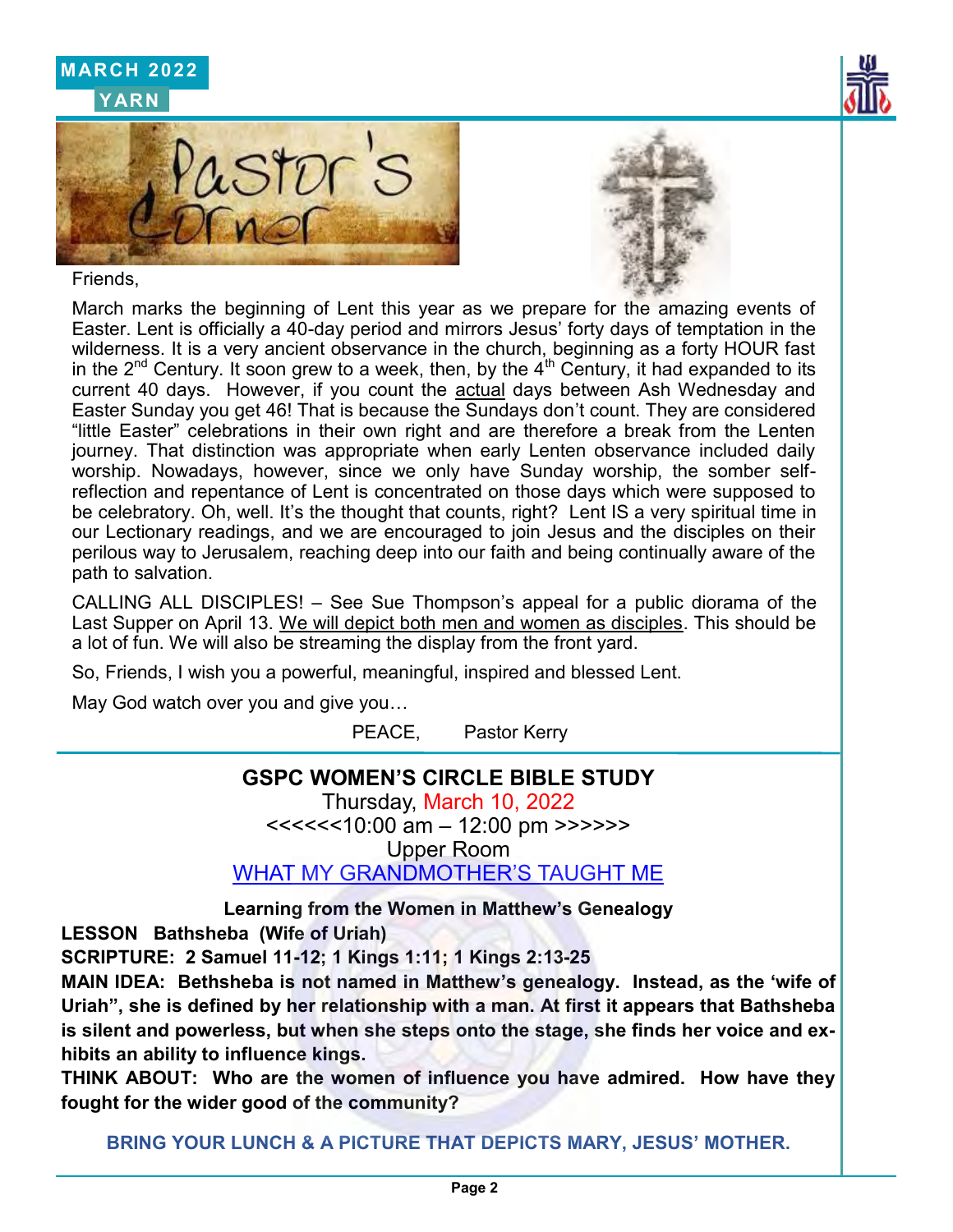MARCH 2022

YARN

# Pastor's Corner

Friends,

March marks the beginning of Lent this year as we prepare for the amazing events of Easter. Lent is officially a 40-day period and mirrors Jesus' forty days of temptation in the wilderness. It is a very ancient observance in the church, beginning as a forty HOUR fast in the 2nd Century. It soon grew to a week, then, by the 4th Century, it had expanded to its current 40 days. However, if you count the actual days between Ash Wednesday and Easter Sunday you get 46! That is because the Sundays don't count. They are considered "little Easter" celebrations in their own right and are therefore a break from the Lenten journey. That distinction was appropriate when early Lenten observance included daily worship. Nowadays, however, since we only have Sunday worship, the somber self-reflection and repentance of Lent is concentrated on those days which were supposed to be celebratory. Oh, well. It's the thought that counts, right? Lent IS a very spiritual time in our Lectionary readings, and we are encouraged to join Jesus and the disciples on their perilous way to Jerusalem, reaching deep into our faith and being continually aware of the path to salvation.

CALLING ALL DISCIPLES! – See Sue Thompson's appeal for a public diorama of the Last Supper on April 13. We will depict both men and women as disciples. This should be a lot of fun. We will also be streaming the display from the front yard.

So, Friends, I wish you a powerful, meaningful, inspired and blessed Lent.

May God watch over you and give you…

PEACE, Pastor Kerry

---

## GSPC WOMEN'S CIRCLE BIBLE STUDY

Thursday, March 10, 2022

<<<<<<10:00 am – 12:00 pm >>>>>>

Upper Room

WHAT MY GRANDMOTHER'S TAUGHT ME

**Learning from the Women in Matthew's Genealogy**

**LESSON Bathsheba (Wife of Uriah)**

**SCRIPTURE: 2 Samuel 11-12; 1 Kings 1:11; 1 Kings 2:13-25**

**MAIN IDEA: Bethsheba is not named in Matthew's genealogy. Instead, as the 'wife of Uriah", she is defined by her relationship with a man. At first it appears that Bathsheba is silent and powerless, but when she steps onto the stage, she finds her voice and exhibits an ability to influence kings.**

**THINK ABOUT: Who are the women of influence you have admired. How have they fought for the wider good of the community?**

**BRING YOUR LUNCH & A PICTURE THAT DEPICTS MARY, JESUS' MOTHER.**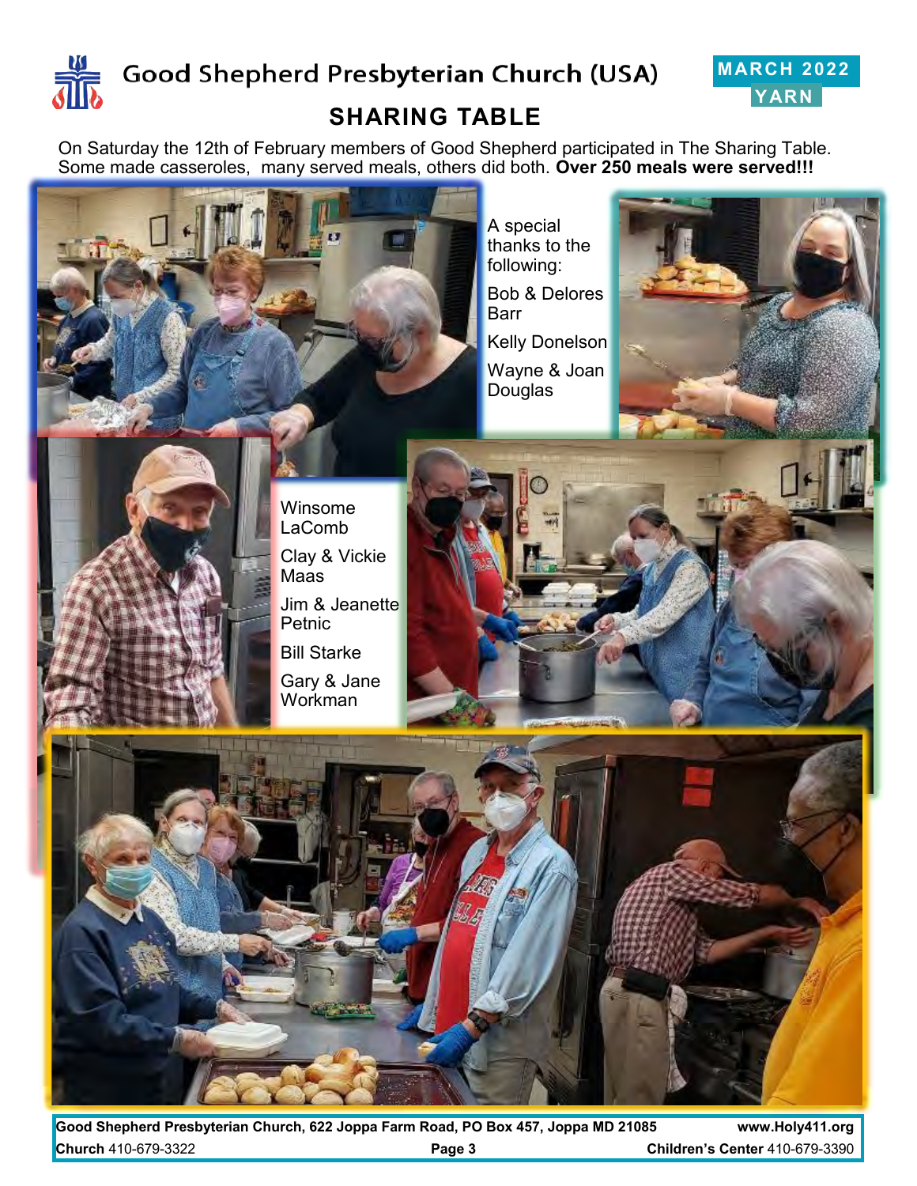Good Shepherd Presbyterian Church (USA)

MARCH 2022
YARN

## SHARING TABLE

On Saturday the 12th of February members of Good Shepherd participated in The Sharing Table. Some made casseroles, many served meals, others did both. **Over 250 meals were served!!!**

A special thanks to the following:

Bob & Delores Barr

Kelly Donelson

Wayne & Joan Douglas

Winsome LaComb

Clay & Vickie Maas

Jim & Jeanette Petnic

Bill Starke

Gary & Jane Workman

**Good Shepherd Presbyterian Church, 622 Joppa Farm Road, PO Box 457, Joppa MD 21085** **www.Holy411.org**
**Church** 410-679-3322 **Children's Center** 410-679-3390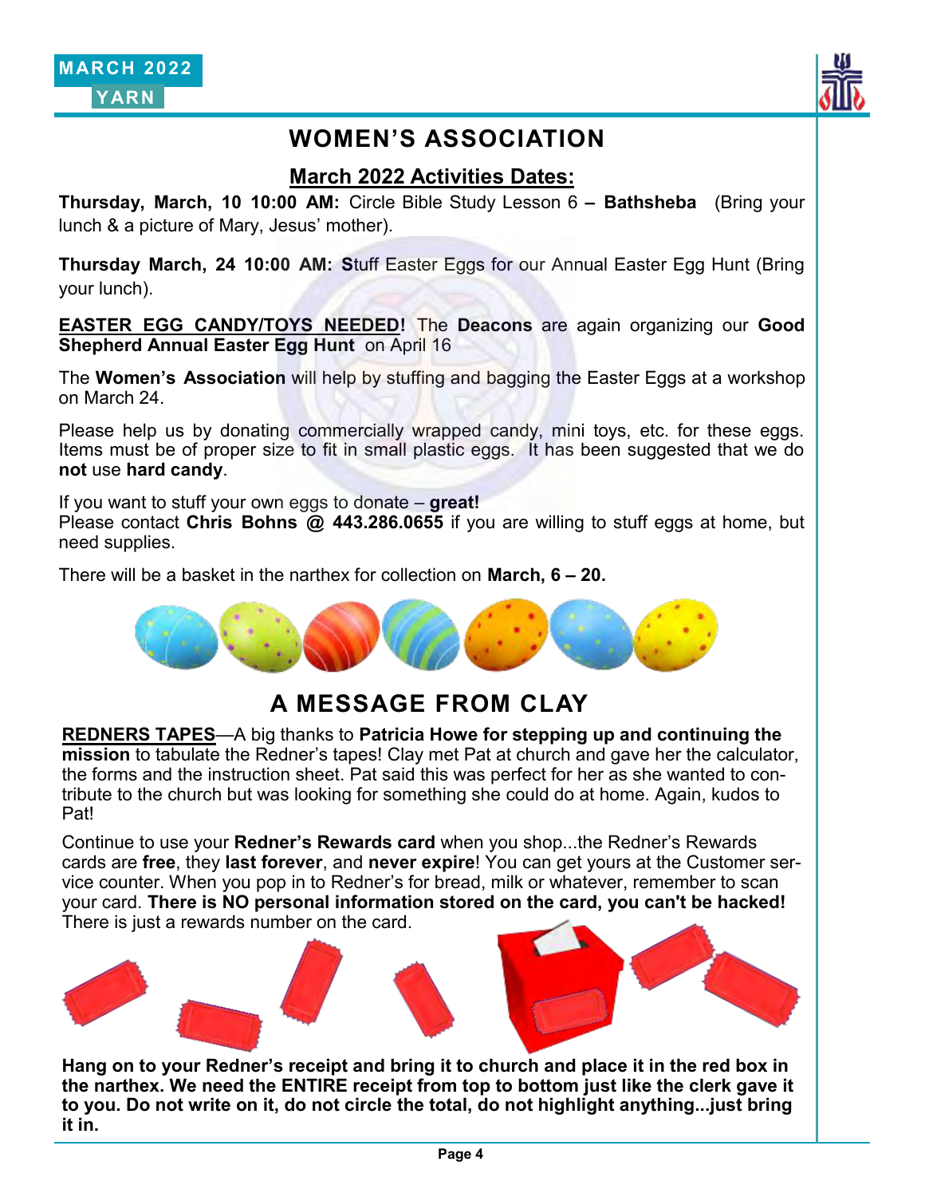# WOMEN'S ASSOCIATION

## March 2022 Activities Dates:

**Thursday, March, 10 10:00 AM:** Circle Bible Study Lesson 6 **– Bathsheba** (Bring your lunch & a picture of Mary, Jesus' mother).

**Thursday March, 24 10:00 AM: S**tuff Easter Eggs for our Annual Easter Egg Hunt (Bring your lunch).

**EASTER EGG CANDY/TOYS NEEDED!** The **Deacons** are again organizing our **Good Shepherd Annual Easter Egg Hunt** on April 16

The **Women's Association** will help by stuffing and bagging the Easter Eggs at a workshop on March 24.

Please help us by donating commercially wrapped candy, mini toys, etc. for these eggs. Items must be of proper size to fit in small plastic eggs. It has been suggested that we do **not** use **hard candy**.

If you want to stuff your own eggs to donate – **great!**
Please contact **Chris Bohns @ 443.286.0655** if you are willing to stuff eggs at home, but need supplies.

There will be a basket in the narthex for collection on **March, 6 – 20.**

# A MESSAGE FROM CLAY

**REDNERS TAPES**—A big thanks to **Patricia Howe for stepping up and continuing the mission** to tabulate the Redner's tapes! Clay met Pat at church and gave her the calculator, the forms and the instruction sheet. Pat said this was perfect for her as she wanted to contribute to the church but was looking for something she could do at home. Again, kudos to Pat!

Continue to use your **Redner's Rewards card** when you shop...the Redner's Rewards cards are **free**, they **last forever**, and **never expire**! You can get yours at the Customer service counter. When you pop in to Redner's for bread, milk or whatever, remember to scan your card. **There is NO personal information stored on the card, you can't be hacked!** There is just a rewards number on the card.

**Hang on to your Redner's receipt and bring it to church and place it in the red box in the narthex. We need the ENTIRE receipt from top to bottom just like the clerk gave it to you. Do not write on it, do not circle the total, do not highlight anything...just bring it in.**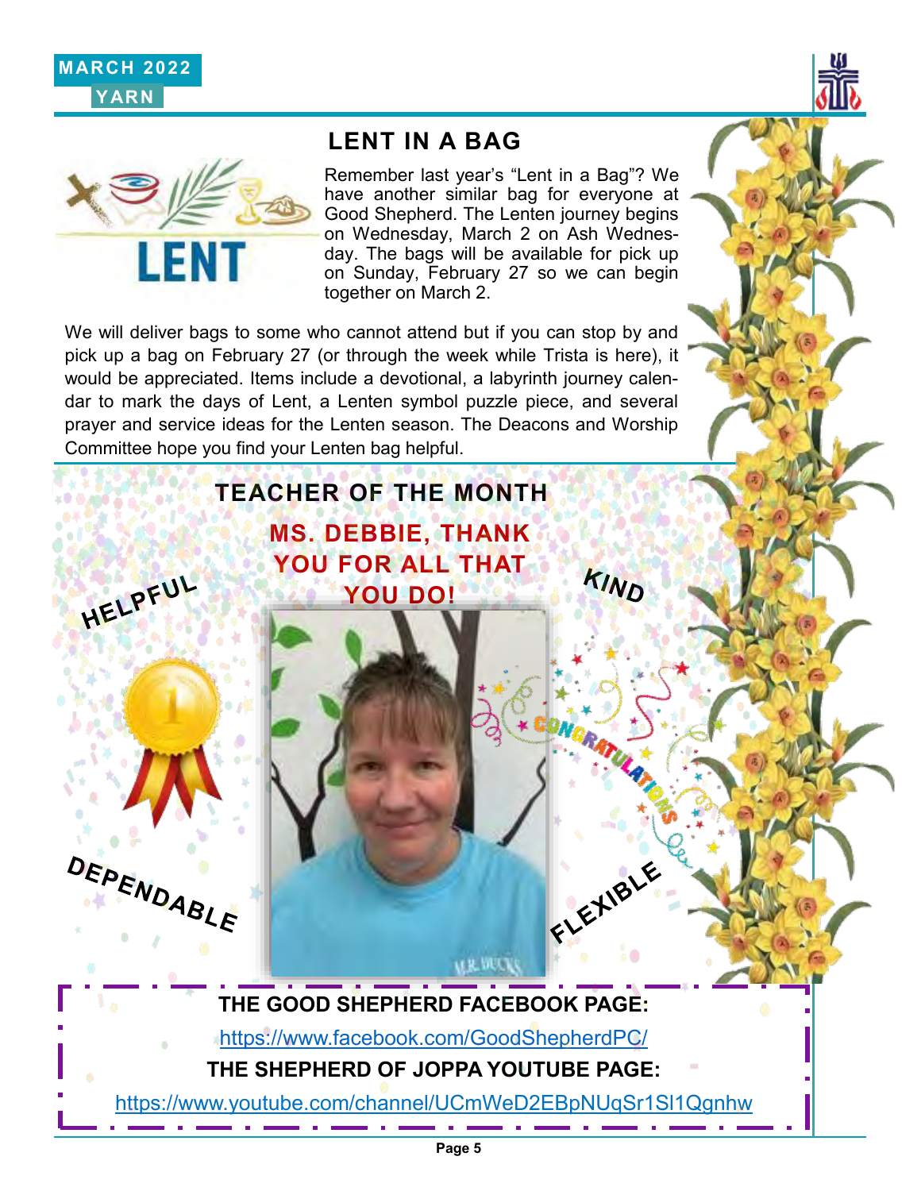MARCH 2022
YARN

## LENT IN A BAG

Remember last year's "Lent in a Bag"? We have another similar bag for everyone at Good Shepherd. The Lenten journey begins on Wednesday, March 2 on Ash Wednesday. The bags will be available for pick up on Sunday, February 27 so we can begin together on March 2.

We will deliver bags to some who cannot attend but if you can stop by and pick up a bag on February 27 (or through the week while Trista is here), it would be appreciated. Items include a devotional, a labyrinth journey calendar to mark the days of Lent, a Lenten symbol puzzle piece, and several prayer and service ideas for the Lenten season. The Deacons and Worship Committee hope you find your Lenten bag helpful.

## TEACHER OF THE MONTH

**MS. DEBBIE, THANK YOU FOR ALL THAT YOU DO!**

HELPFUL

KIND

DEPENDABLE

FLEXIBLE

CONGRATULATIONS

**THE GOOD SHEPHERD FACEBOOK PAGE:**

https://www.facebook.com/GoodShepherdPC/

**THE SHEPHERD OF JOPPA YOUTUBE PAGE:**

https://www.youtube.com/channel/UCmWeD2EBpNUqSr1Sl1Qgnhw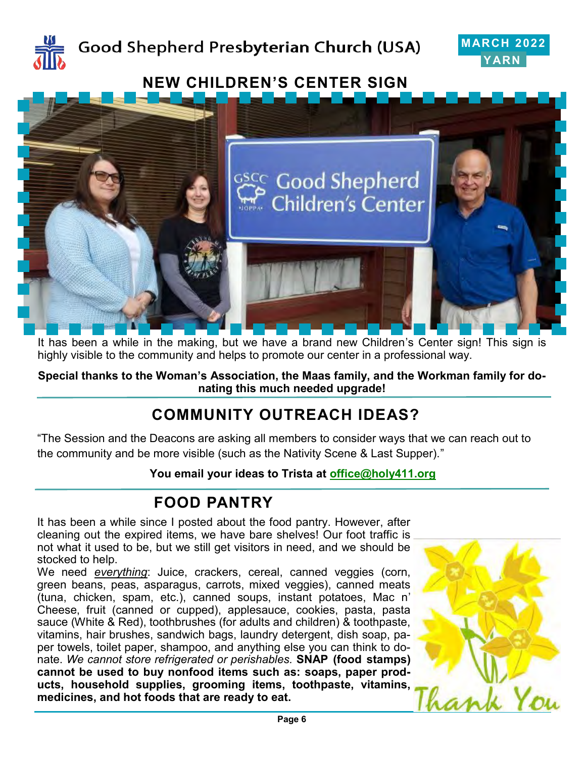## NEW CHILDREN'S CENTER SIGN

It has been a while in the making, but we have a brand new Children's Center sign! This sign is highly visible to the community and helps to promote our center in a professional way.

**Special thanks to the Woman's Association, the Maas family, and the Workman family for donating this much needed upgrade!**

## COMMUNITY OUTREACH IDEAS?

"The Session and the Deacons are asking all members to consider ways that we can reach out to the community and be more visible (such as the Nativity Scene & Last Supper)."

**You email your ideas to Trista at office@holy411.org**

## FOOD PANTRY

It has been a while since I posted about the food pantry. However, after cleaning out the expired items, we have bare shelves! Our foot traffic is not what it used to be, but we still get visitors in need, and we should be stocked to help.

We need *everything*: Juice, crackers, cereal, canned veggies (corn, green beans, peas, asparagus, carrots, mixed veggies), canned meats (tuna, chicken, spam, etc.), canned soups, instant potatoes, Mac n' Cheese, fruit (canned or cupped), applesauce, cookies, pasta, pasta sauce (White & Red), toothbrushes (for adults and children) & toothpaste, vitamins, hair brushes, sandwich bags, laundry detergent, dish soap, paper towels, toilet paper, shampoo, and anything else you can think to donate. *We cannot store refrigerated or perishables.* **SNAP (food stamps) cannot be used to buy nonfood items such as: soaps, paper products, household supplies, grooming items, toothpaste, vitamins, medicines, and hot foods that are ready to eat.**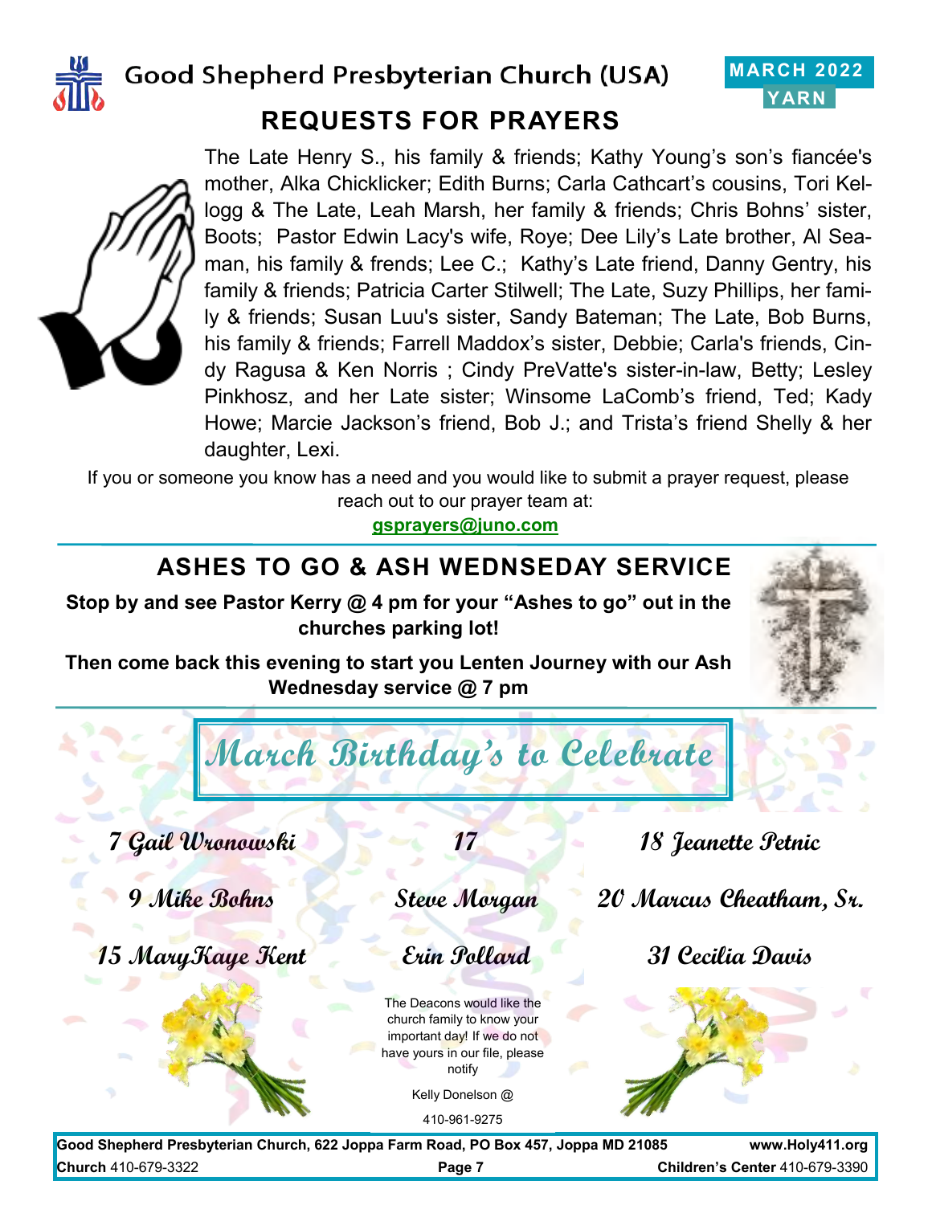# Good Shepherd Presbyterian Church (USA)

MARCH 2022 YARN

## REQUESTS FOR PRAYERS

The Late Henry S., his family & friends; Kathy Young's son's fiancée's mother, Alka Chicklicker; Edith Burns; Carla Cathcart's cousins, Tori Kellogg & The Late, Leah Marsh, her family & friends; Chris Bohns' sister, Boots; Pastor Edwin Lacy's wife, Roye; Dee Lily's Late brother, Al Seaman, his family & frends; Lee C.; Kathy's Late friend, Danny Gentry, his family & friends; Patricia Carter Stilwell; The Late, Suzy Phillips, her family & friends; Susan Luu's sister, Sandy Bateman; The Late, Bob Burns, his family & friends; Farrell Maddox's sister, Debbie; Carla's friends, Cindy Ragusa & Ken Norris ; Cindy PreVatte's sister-in-law, Betty; Lesley Pinkhosz, and her Late sister; Winsome LaComb's friend, Ted; Kady Howe; Marcie Jackson's friend, Bob J.; and Trista's friend Shelly & her daughter, Lexi.

If you or someone you know has a need and you would like to submit a prayer request, please reach out to our prayer team at:

**gsprayers@juno.com**

## ASHES TO GO & ASH WEDNSEDAY SERVICE

**Stop by and see Pastor Kerry @ 4 pm for your "Ashes to go" out in the churches parking lot!**

**Then come back this evening to start you Lenten Journey with our Ash Wednesday service @ 7 pm**

## *March Birthday's to Celebrate*

*7 Gail Wronowski*

*9 Mike Bohns*

*15 MaryKaye Kent*

*17 Steve Morgan*

*Erin Pollard*

*18 Jeanette Petnic*

*20 Marcus Cheatham, Sr.*

*31 Cecilia Davis*

The Deacons would like the church family to know your important day! If we do not have yours in our file, please notify

Kelly Donelson @

410-961-9275

**Good Shepherd Presbyterian Church, 622 Joppa Farm Road, PO Box 457, Joppa MD 21085** **www.Holy411.org**

**Church** 410-679-3322 **Children's Center** 410-679-3390